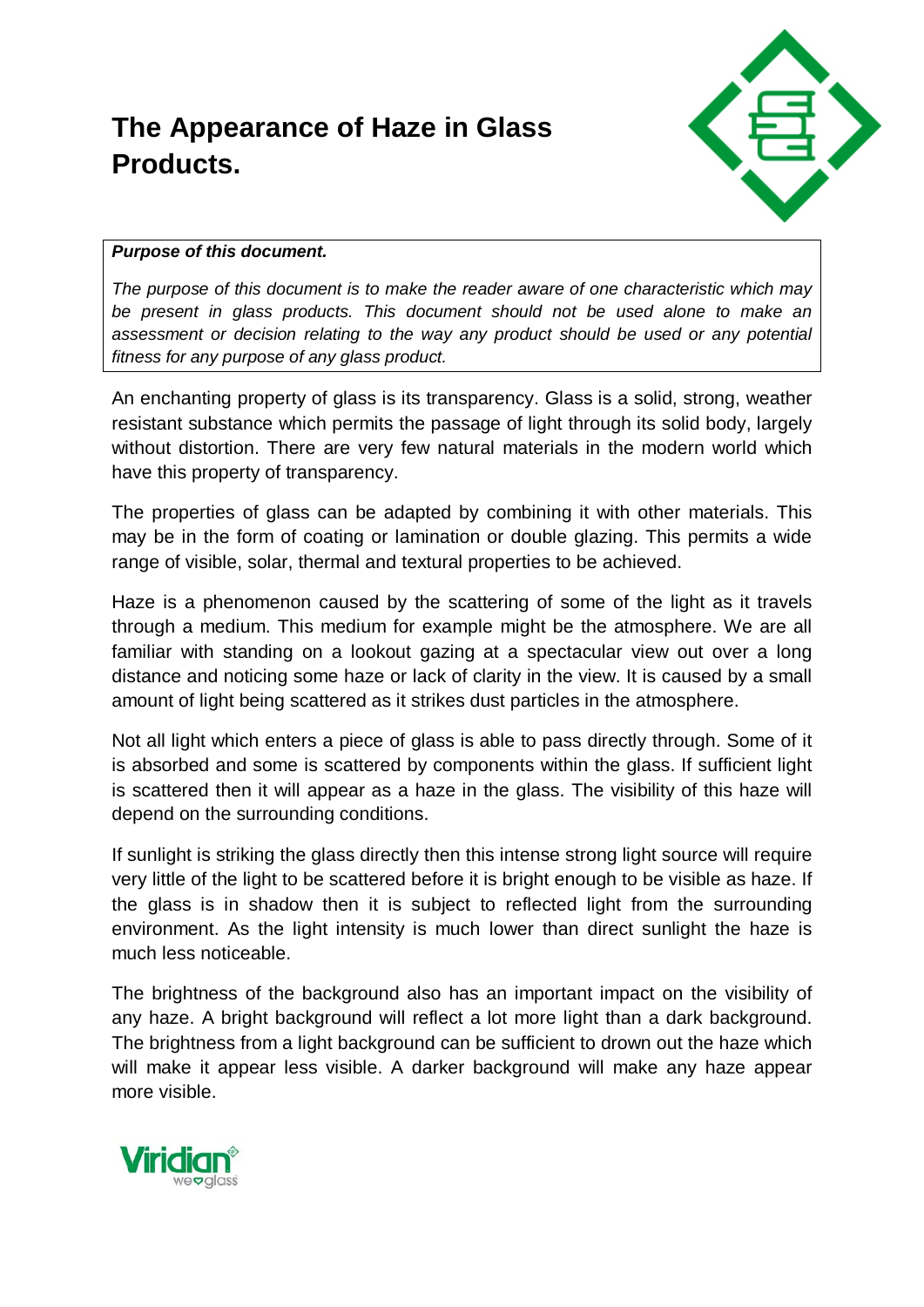# The Appearance of Haze in Glass Products.

***Purpose of this document.***

*The purpose of this document is to make the reader aware of one characteristic which may be present in glass products. This document should not be used alone to make an assessment or decision relating to the way any product should be used or any potential fitness for any purpose of any glass product.*

An enchanting property of glass is its transparency. Glass is a solid, strong, weather resistant substance which permits the passage of light through its solid body, largely without distortion. There are very few natural materials in the modern world which have this property of transparency.

The properties of glass can be adapted by combining it with other materials. This may be in the form of coating or lamination or double glazing. This permits a wide range of visible, solar, thermal and textural properties to be achieved.

Haze is a phenomenon caused by the scattering of some of the light as it travels through a medium. This medium for example might be the atmosphere. We are all familiar with standing on a lookout gazing at a spectacular view out over a long distance and noticing some haze or lack of clarity in the view. It is caused by a small amount of light being scattered as it strikes dust particles in the atmosphere.

Not all light which enters a piece of glass is able to pass directly through. Some of it is absorbed and some is scattered by components within the glass. If sufficient light is scattered then it will appear as a haze in the glass. The visibility of this haze will depend on the surrounding conditions.

If sunlight is striking the glass directly then this intense strong light source will require very little of the light to be scattered before it is bright enough to be visible as haze. If the glass is in shadow then it is subject to reflected light from the surrounding environment. As the light intensity is much lower than direct sunlight the haze is much less noticeable.

The brightness of the background also has an important impact on the visibility of any haze. A bright background will reflect a lot more light than a dark background. The brightness from a light background can be sufficient to drown out the haze which will make it appear less visible. A darker background will make any haze appear more visible.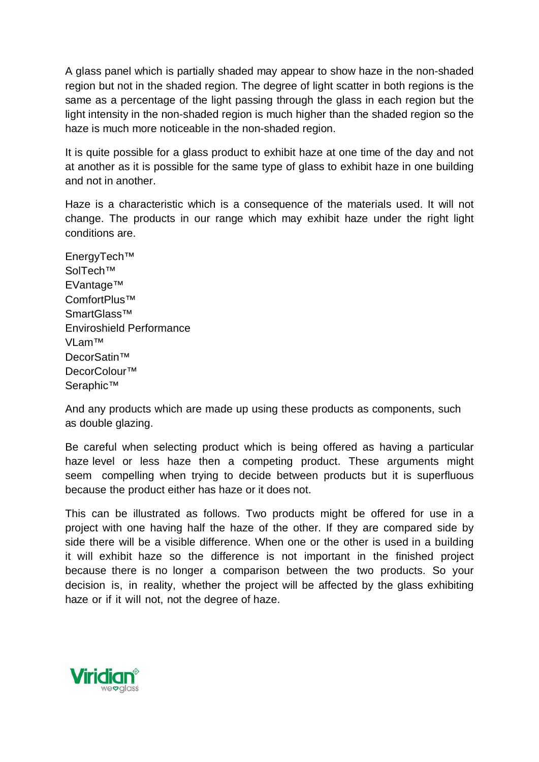A glass panel which is partially shaded may appear to show haze in the non-shaded region but not in the shaded region. The degree of light scatter in both regions is the same as a percentage of the light passing through the glass in each region but the light intensity in the non-shaded region is much higher than the shaded region so the haze is much more noticeable in the non-shaded region.

It is quite possible for a glass product to exhibit haze at one time of the day and not at another as it is possible for the same type of glass to exhibit haze in one building and not in another.

Haze is a characteristic which is a consequence of the materials used. It will not change. The products in our range which may exhibit haze under the right light conditions are.

EnergyTech™
SolTech™
EVantage™
ComfortPlus™
SmartGlass™
Enviroshield Performance
VLam™
DecorSatin™
DecorColour™
Seraphic™

And any products which are made up using these products as components, such as double glazing.

Be careful when selecting product which is being offered as having a particular haze level or less haze then a competing product. These arguments might seem compelling when trying to decide between products but it is superfluous because the product either has haze or it does not.

This can be illustrated as follows. Two products might be offered for use in a project with one having half the haze of the other. If they are compared side by side there will be a visible difference. When one or the other is used in a building it will exhibit haze so the difference is not important in the finished project because there is no longer a comparison between the two products. So your decision is, in reality, whether the project will be affected by the glass exhibiting haze or if it will not, not the degree of haze.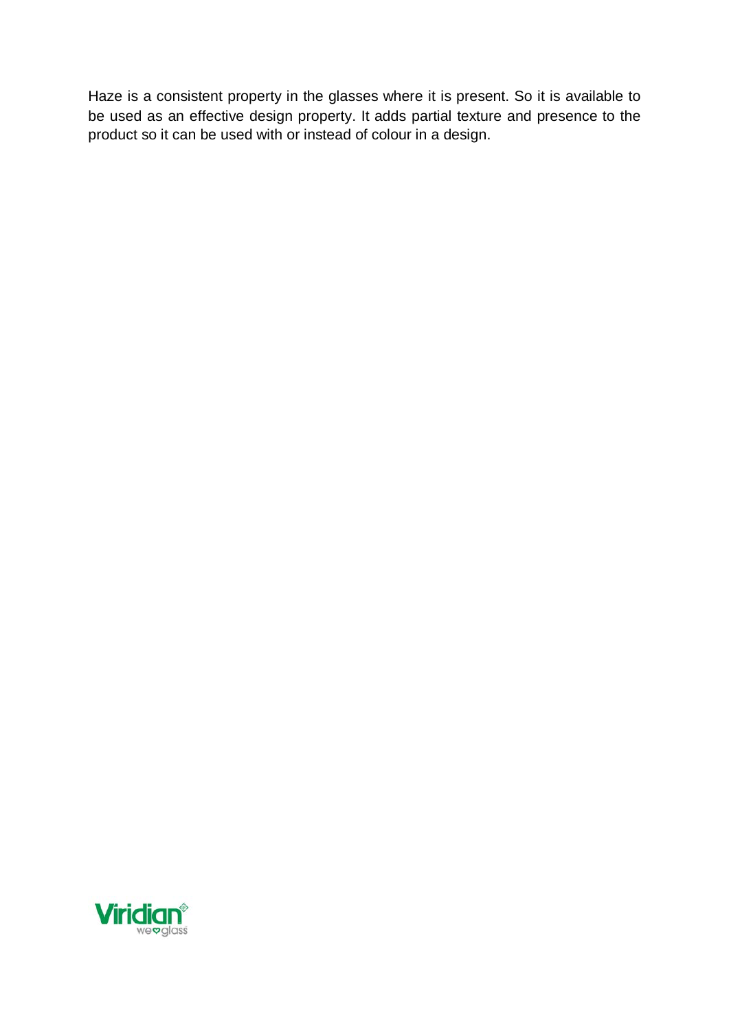Haze is a consistent property in the glasses where it is present. So it is available to be used as an effective design property. It adds partial texture and presence to the product so it can be used with or instead of colour in a design.